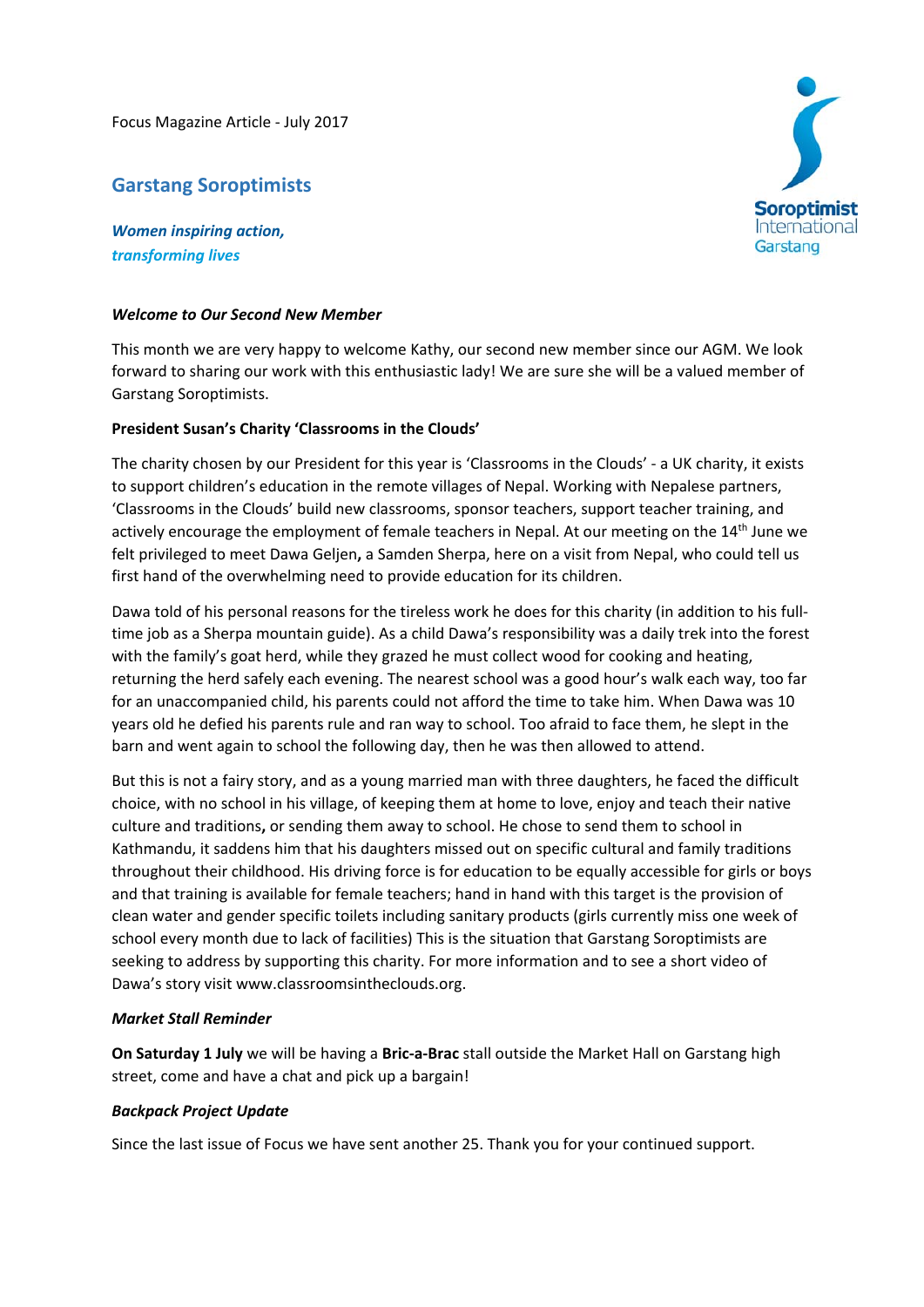Focus Magazine Article - July 2017

## Garstang Soroptimists

***Women inspiring action,***
***transforming lives***

Soroptimist International Garstang

***Welcome to Our Second New Member***

This month we are very happy to welcome Kathy, our second new member since our AGM. We look forward to sharing our work with this enthusiastic lady! We are sure she will be a valued member of Garstang Soroptimists.

**President Susan's Charity 'Classrooms in the Clouds'**

The charity chosen by our President for this year is 'Classrooms in the Clouds' - a UK charity, it exists to support children's education in the remote villages of Nepal. Working with Nepalese partners, 'Classrooms in the Clouds' build new classrooms, sponsor teachers, support teacher training, and actively encourage the employment of female teachers in Nepal. At our meeting on the 14th June we felt privileged to meet Dawa Geljen**,** a Samden Sherpa, here on a visit from Nepal, who could tell us first hand of the overwhelming need to provide education for its children.

Dawa told of his personal reasons for the tireless work he does for this charity (in addition to his full-time job as a Sherpa mountain guide). As a child Dawa's responsibility was a daily trek into the forest with the family's goat herd, while they grazed he must collect wood for cooking and heating, returning the herd safely each evening. The nearest school was a good hour's walk each way, too far for an unaccompanied child, his parents could not afford the time to take him. When Dawa was 10 years old he defied his parents rule and ran way to school. Too afraid to face them, he slept in the barn and went again to school the following day, then he was then allowed to attend.

But this is not a fairy story, and as a young married man with three daughters, he faced the difficult choice, with no school in his village, of keeping them at home to love, enjoy and teach their native culture and traditions**,** or sending them away to school. He chose to send them to school in Kathmandu, it saddens him that his daughters missed out on specific cultural and family traditions throughout their childhood. His driving force is for education to be equally accessible for girls or boys and that training is available for female teachers; hand in hand with this target is the provision of clean water and gender specific toilets including sanitary products (girls currently miss one week of school every month due to lack of facilities) This is the situation that Garstang Soroptimists are seeking to address by supporting this charity. For more information and to see a short video of Dawa's story visit www.classroomsintheclouds.org.

***Market Stall Reminder***

**On Saturday 1 July** we will be having a **Bric-a-Brac** stall outside the Market Hall on Garstang high street, come and have a chat and pick up a bargain!

***Backpack Project Update***

Since the last issue of Focus we have sent another 25. Thank you for your continued support.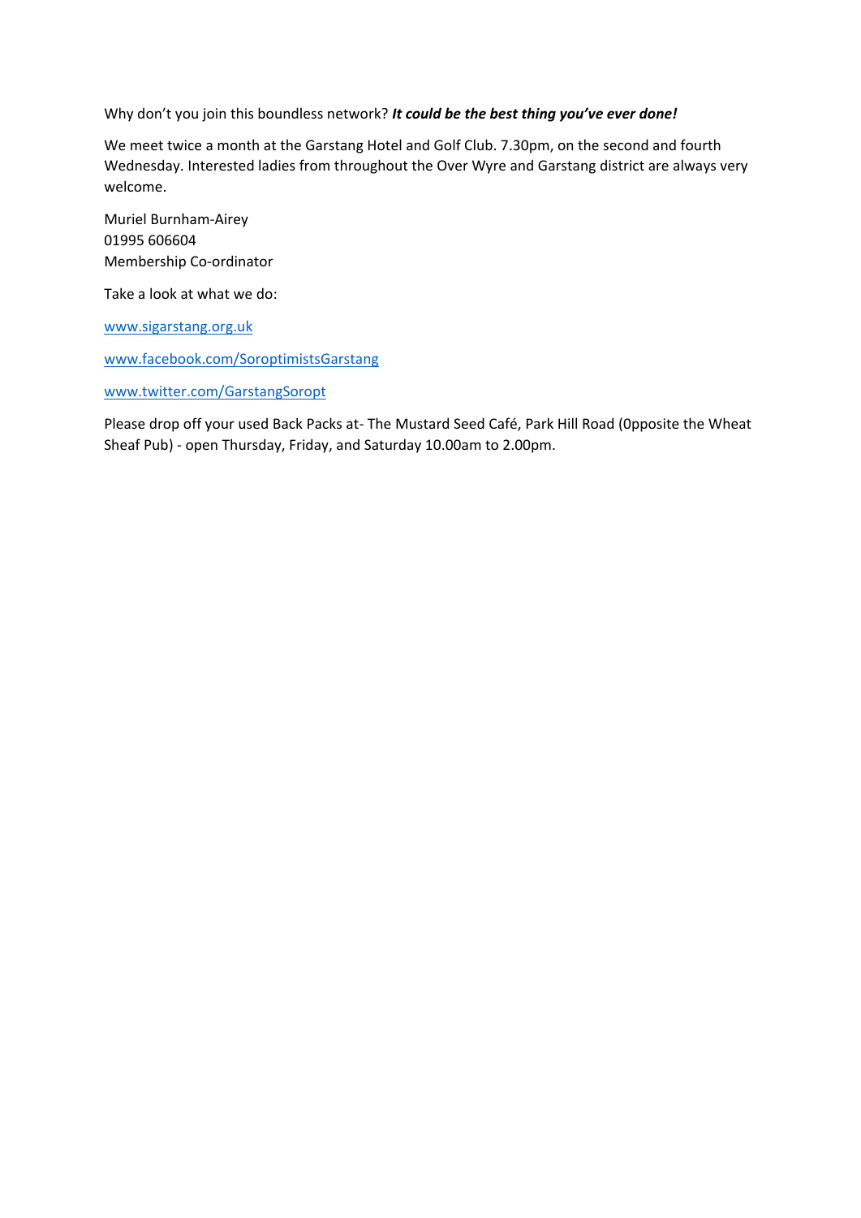Why don't you join this boundless network? ***It could be the best thing you've ever done!***

We meet twice a month at the Garstang Hotel and Golf Club. 7.30pm, on the second and fourth Wednesday. Interested ladies from throughout the Over Wyre and Garstang district are always very welcome.

Muriel Burnham-Airey  
01995 606604  
Membership Co-ordinator

Take a look at what we do:

www.sigarstang.org.uk

www.facebook.com/SoroptimistsGarstang

www.twitter.com/GarstangSoropt

Please drop off your used Back Packs at- The Mustard Seed Café, Park Hill Road (0pposite the Wheat Sheaf Pub) - open Thursday, Friday, and Saturday 10.00am to 2.00pm.